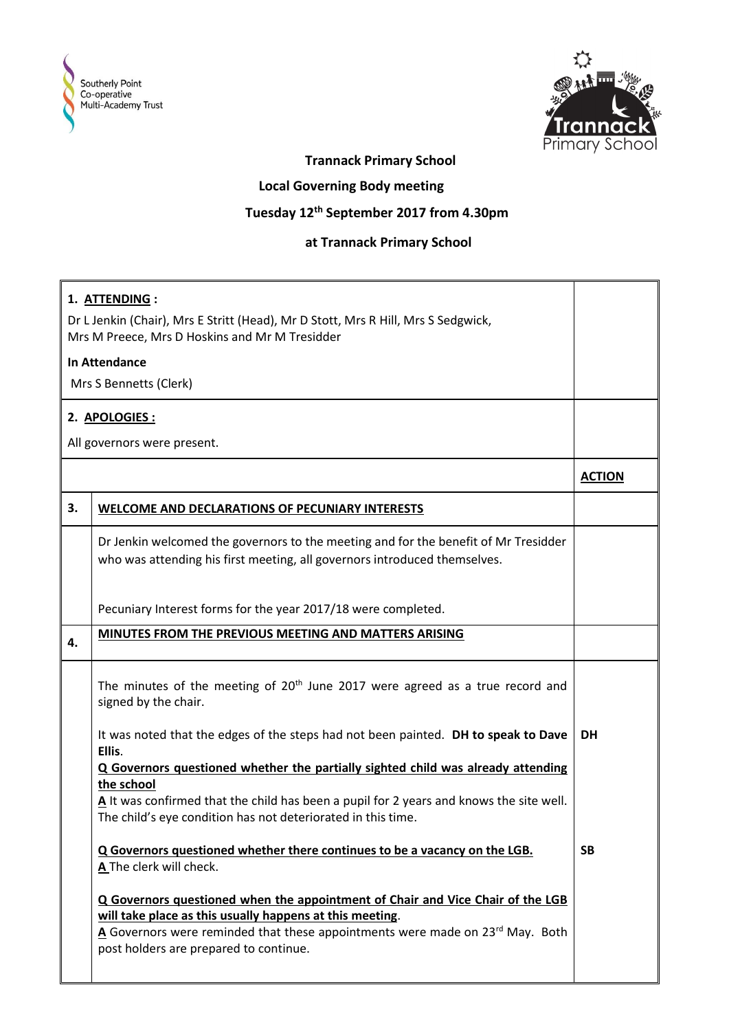**Trannack Primary School**

**Local Governing Body meeting**

**Tuesday 12th September 2017 from 4.30pm**

**at Trannack Primary School**

**1. ATTENDING :**

Dr L Jenkin (Chair), Mrs E Stritt (Head), Mr D Stott, Mrs R Hill, Mrs S Sedgwick, Mrs M Preece, Mrs D Hoskins and Mr M Tresidder

**In Attendance**

Mrs S Bennetts (Clerk)

**2. APOLOGIES :**

All governors were present.

| | | **ACTION** |
|---|---|---|
| **3.** | **WELCOME AND DECLARATIONS OF PECUNIARY INTERESTS** | |
| | Dr Jenkin welcomed the governors to the meeting and for the benefit of Mr Tresidder who was attending his first meeting, all governors introduced themselves.<br><br>Pecuniary Interest forms for the year 2017/18 were completed. | |
| **4.** | **MINUTES FROM THE PREVIOUS MEETING AND MATTERS ARISING** | |
| | The minutes of the meeting of 20th June 2017 were agreed as a true record and signed by the chair.<br><br>It was noted that the edges of the steps had not been painted. **DH to speak to Dave Ellis**. | **DH** |
| | **Q Governors questioned whether the partially sighted child was already attending the school**<br>**A** It was confirmed that the child has been a pupil for 2 years and knows the site well. The child's eye condition has not deteriorated in this time. | |
| | **Q Governors questioned whether there continues to be a vacancy on the LGB.**<br>**A** The clerk will check. | **SB** |
| | **Q Governors questioned when the appointment of Chair and Vice Chair of the LGB will take place as this usually happens at this meeting**.<br>**A** Governors were reminded that these appointments were made on 23rd May. Both post holders are prepared to continue. | |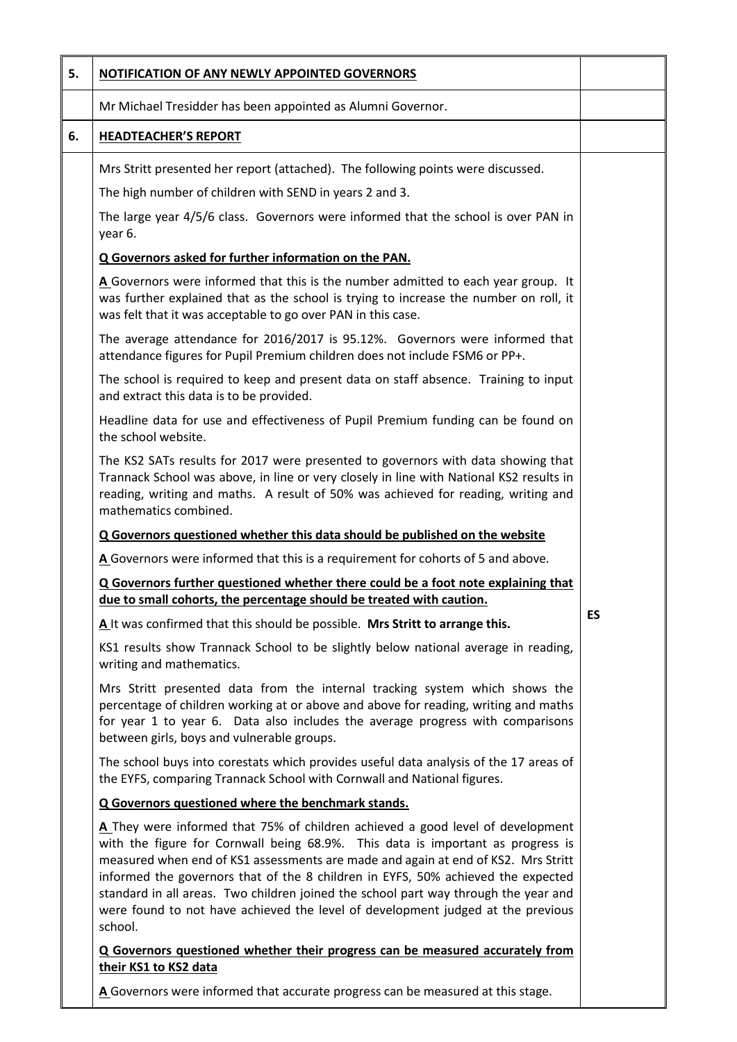| | | |
|---|---|---|
| **5.** | **NOTIFICATION OF ANY NEWLY APPOINTED GOVERNORS** | |
| | Mr Michael Tresidder has been appointed as Alumni Governor. | |
| **6.** | **HEADTEACHER'S REPORT** | |
| | Mrs Stritt presented her report (attached). The following points were discussed.<br><br>The high number of children with SEND in years 2 and 3.<br><br>The large year 4/5/6 class. Governors were informed that the school is over PAN in year 6.<br><br>**Q Governors asked for further information on the PAN.**<br><br>**A** Governors were informed that this is the number admitted to each year group. It was further explained that as the school is trying to increase the number on roll, it was felt that it was acceptable to go over PAN in this case.<br><br>The average attendance for 2016/2017 is 95.12%. Governors were informed that attendance figures for Pupil Premium children does not include FSM6 or PP+.<br><br>The school is required to keep and present data on staff absence. Training to input and extract this data is to be provided.<br><br>Headline data for use and effectiveness of Pupil Premium funding can be found on the school website.<br><br>The KS2 SATs results for 2017 were presented to governors with data showing that Trannack School was above, in line or very closely in line with National KS2 results in reading, writing and maths. A result of 50% was achieved for reading, writing and mathematics combined.<br><br>**Q Governors questioned whether this data should be published on the website**<br><br>**A** Governors were informed that this is a requirement for cohorts of 5 and above.<br><br>**Q Governors further questioned whether there could be a foot note explaining that due to small cohorts, the percentage should be treated with caution.**<br><br>**A** It was confirmed that this should be possible. **Mrs Stritt to arrange this.**<br><br>KS1 results show Trannack School to be slightly below national average in reading, writing and mathematics.<br><br>Mrs Stritt presented data from the internal tracking system which shows the percentage of children working at or above and above for reading, writing and maths for year 1 to year 6. Data also includes the average progress with comparisons between girls, boys and vulnerable groups.<br><br>The school buys into corestats which provides useful data analysis of the 17 areas of the EYFS, comparing Trannack School with Cornwall and National figures.<br><br>**Q Governors questioned where the benchmark stands.**<br><br>**A** They were informed that 75% of children achieved a good level of development with the figure for Cornwall being 68.9%. This data is important as progress is measured when end of KS1 assessments are made and again at end of KS2. Mrs Stritt informed the governors that of the 8 children in EYFS, 50% achieved the expected standard in all areas. Two children joined the school part way through the year and were found to not have achieved the level of development judged at the previous school.<br><br>**Q Governors questioned whether their progress can be measured accurately from their KS1 to KS2 data**<br><br>**A** Governors were informed that accurate progress can be measured at this stage. | **ES** |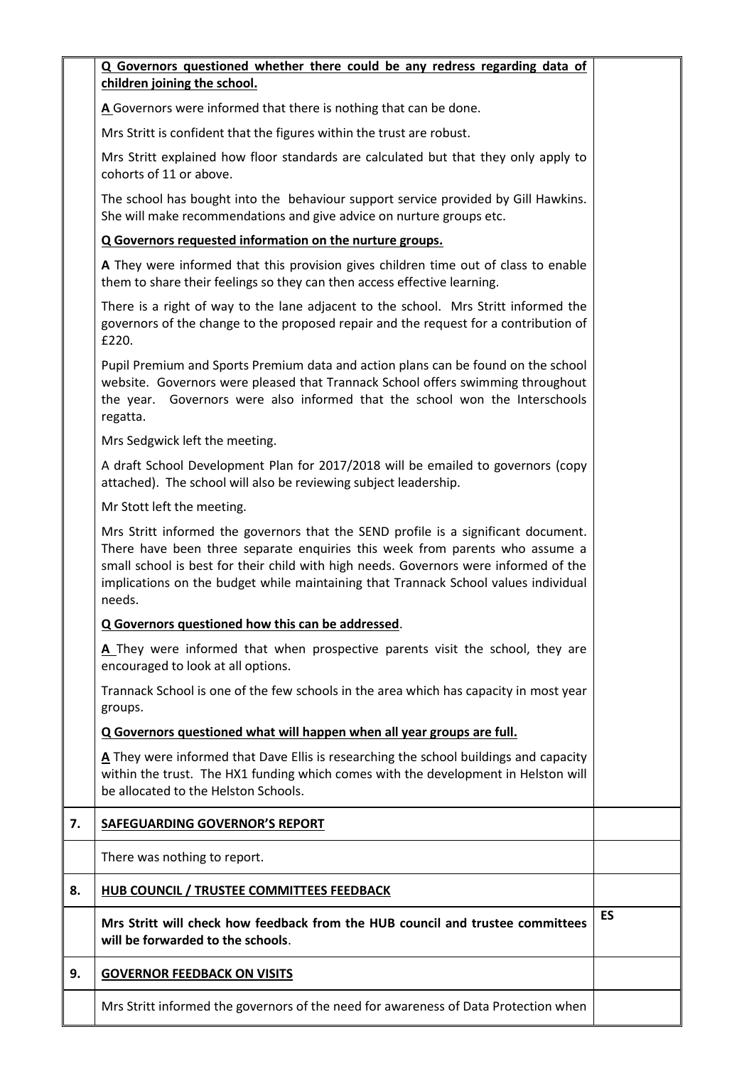|  |  |  |
|---|---|---|
|  | **Q Governors questioned whether there could be any redress regarding data of children joining the school.**<br><br>**A** Governors were informed that there is nothing that can be done.<br><br>Mrs Stritt is confident that the figures within the trust are robust.<br><br>Mrs Stritt explained how floor standards are calculated but that they only apply to cohorts of 11 or above.<br><br>The school has bought into the behaviour support service provided by Gill Hawkins. She will make recommendations and give advice on nurture groups etc.<br><br>**Q Governors requested information on the nurture groups.**<br><br>**A** They were informed that this provision gives children time out of class to enable them to share their feelings so they can then access effective learning.<br><br>There is a right of way to the lane adjacent to the school. Mrs Stritt informed the governors of the change to the proposed repair and the request for a contribution of £220.<br><br>Pupil Premium and Sports Premium data and action plans can be found on the school website. Governors were pleased that Trannack School offers swimming throughout the year. Governors were also informed that the school won the Interschools regatta.<br><br>Mrs Sedgwick left the meeting.<br><br>A draft School Development Plan for 2017/2018 will be emailed to governors (copy attached). The school will also be reviewing subject leadership.<br><br>Mr Stott left the meeting.<br><br>Mrs Stritt informed the governors that the SEND profile is a significant document. There have been three separate enquiries this week from parents who assume a small school is best for their child with high needs. Governors were informed of the implications on the budget while maintaining that Trannack School values individual needs.<br><br>**Q Governors questioned how this can be addressed**.<br><br>**A** They were informed that when prospective parents visit the school, they are encouraged to look at all options.<br><br>Trannack School is one of the few schools in the area which has capacity in most year groups.<br><br>**Q Governors questioned what will happen when all year groups are full.**<br><br>**A** They were informed that Dave Ellis is researching the school buildings and capacity within the trust. The HX1 funding which comes with the development in Helston will be allocated to the Helston Schools. |  |
| **7.** | **SAFEGUARDING GOVERNOR'S REPORT** |  |
|  | There was nothing to report. |  |
| **8.** | **HUB COUNCIL / TRUSTEE COMMITTEES FEEDBACK** |  |
|  | **Mrs Stritt will check how feedback from the HUB council and trustee committees will be forwarded to the schools**. | **ES** |
| **9.** | **GOVERNOR FEEDBACK ON VISITS** |  |
|  | Mrs Stritt informed the governors of the need for awareness of Data Protection when |  |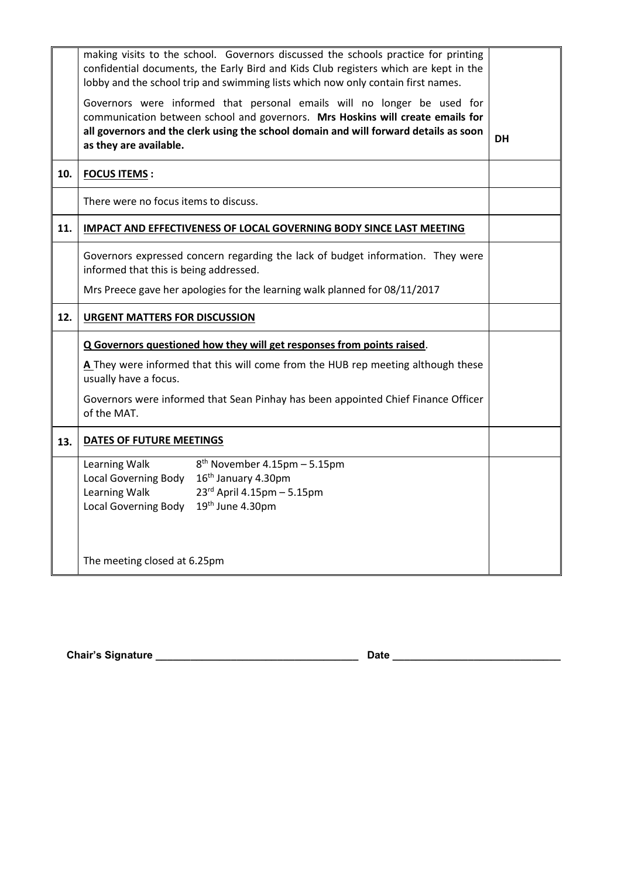| | | |
|---|---|---|
| | making visits to the school. Governors discussed the schools practice for printing confidential documents, the Early Bird and Kids Club registers which are kept in the lobby and the school trip and swimming lists which now only contain first names.<br><br>Governors were informed that personal emails will no longer be used for communication between school and governors. **Mrs Hoskins will create emails for all governors and the clerk using the school domain and will forward details as soon as they are available.** | **DH** |
| **10.** | **FOCUS ITEMS :** | |
| | There were no focus items to discuss. | |
| **11.** | **IMPACT AND EFFECTIVENESS OF LOCAL GOVERNING BODY SINCE LAST MEETING** | |
| | Governors expressed concern regarding the lack of budget information. They were informed that this is being addressed.<br><br>Mrs Preece gave her apologies for the learning walk planned for 08/11/2017 | |
| **12.** | **URGENT MATTERS FOR DISCUSSION** | |
| | **Q Governors questioned how they will get responses from points raised**.<br><br>**A** They were informed that this will come from the HUB rep meeting although these usually have a focus.<br><br>Governors were informed that Sean Pinhay has been appointed Chief Finance Officer of the MAT. | |
| **13.** | **DATES OF FUTURE MEETINGS** | |
| | Learning Walk 8th November 4.15pm – 5.15pm<br>Local Governing Body 16th January 4.30pm<br>Learning Walk 23rd April 4.15pm – 5.15pm<br>Local Governing Body 19th June 4.30pm<br><br>The meeting closed at 6.25pm | |

**Chair's Signature** ___________________________________ **Date** _____________________________